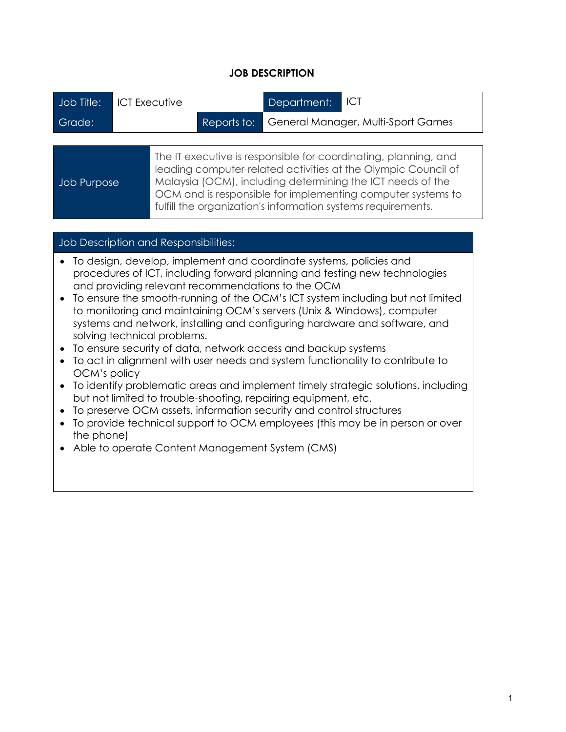## JOB DESCRIPTION

| Job Title: | ICT Executive | | Department: | ICT |
|---|---|---|---|---|
| Grade: | | Reports to: | General Manager, Multi-Sport Games | |

| Job Purpose | The IT executive is responsible for coordinating, planning, and leading computer-related activities at the Olympic Council of Malaysia (OCM), including determining the ICT needs of the OCM and is responsible for implementing computer systems to fulfill the organization's information systems requirements. |
|---|---|

### Job Description and Responsibilities:

- To design, develop, implement and coordinate systems, policies and procedures of ICT, including forward planning and testing new technologies and providing relevant recommendations to the OCM
- To ensure the smooth-running of the OCM's ICT system including but not limited to monitoring and maintaining OCM's servers (Unix & Windows), computer systems and network, installing and configuring hardware and software, and solving technical problems.
- To ensure security of data, network access and backup systems
- To act in alignment with user needs and system functionality to contribute to OCM's policy
- To identify problematic areas and implement timely strategic solutions, including but not limited to trouble-shooting, repairing equipment, etc.
- To preserve OCM assets, information security and control structures
- To provide technical support to OCM employees (this may be in person or over the phone)
- Able to operate Content Management System (CMS)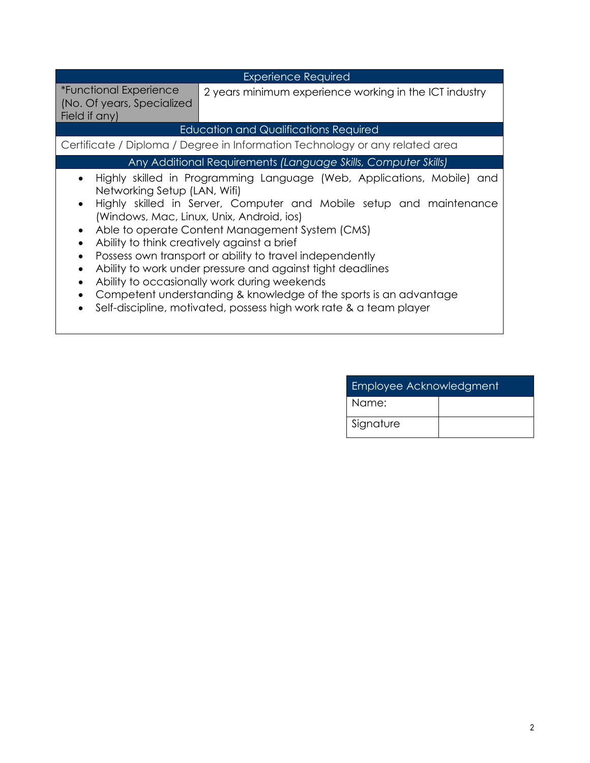| Experience Required | |
|---|---|
| *Functional Experience (No. Of years, Specialized Field if any) | 2 years minimum experience working in the ICT industry |

| Education and Qualifications Required |
|---|
| Certificate / Diploma / Degree in Information Technology or any related area |

**Any Additional Requirements** *(Language Skills, Computer Skills)*

- Highly skilled in Programming Language (Web, Applications, Mobile) and Networking Setup (LAN, Wifi)
- Highly skilled in Server, Computer and Mobile setup and maintenance (Windows, Mac, Linux, Unix, Android, ios)
- Able to operate Content Management System (CMS)
- Ability to think creatively against a brief
- Possess own transport or ability to travel independently
- Ability to work under pressure and against tight deadlines
- Ability to occasionally work during weekends
- Competent understanding & knowledge of the sports is an advantage
- Self-discipline, motivated, possess high work rate & a team player

| Employee Acknowledgment | |
|---|---|
| Name: | |
| Signature | |